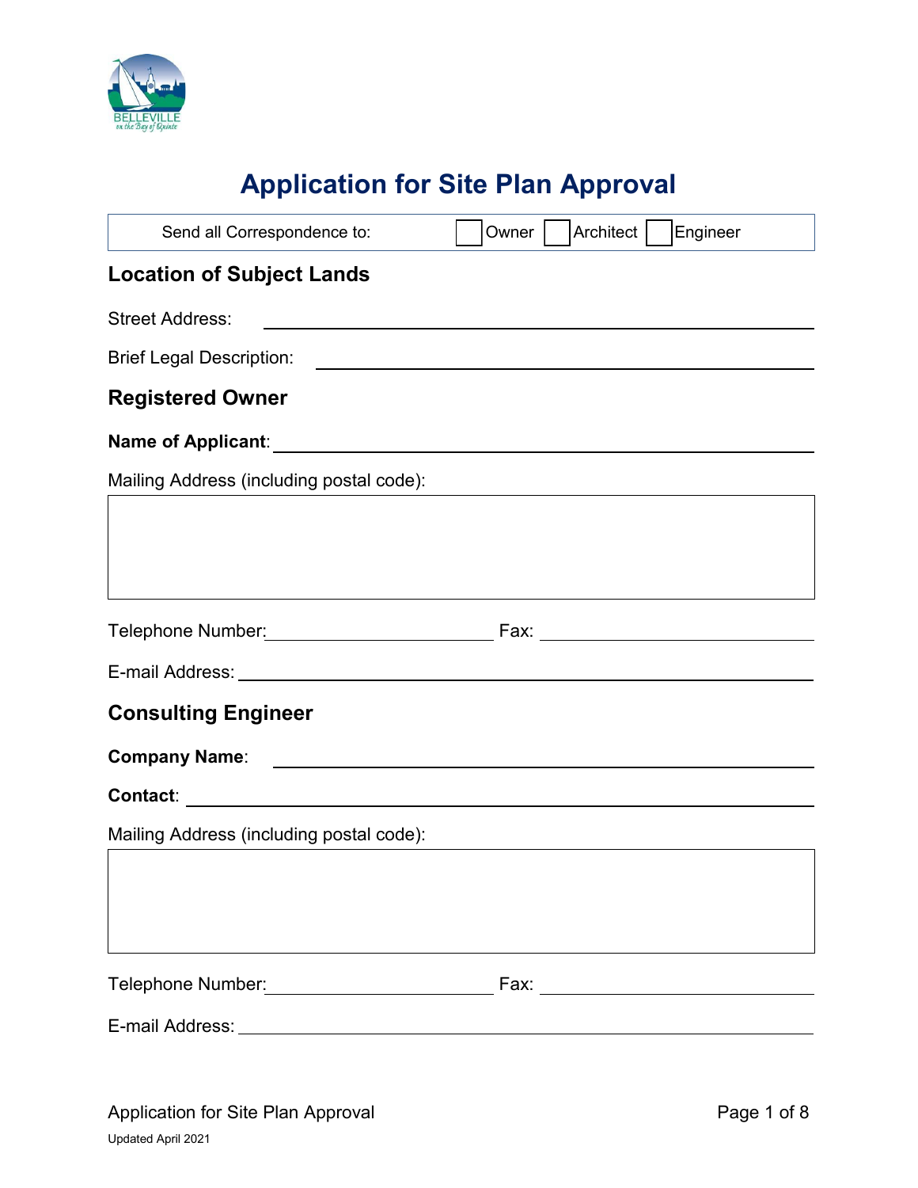# Application for Site Plan Approval

Send all Correspondence to: ☐ Owner ☐ Architect ☐ Engineer

## Location of Subject Lands

Street Address: ______________________________

Brief Legal Description: ______________________________

## Registered Owner

**Name of Applicant**: ______________________________

Mailing Address (including postal code):

| |
|---|
| |

Telephone Number: ______________ Fax: ______________

E-mail Address: ______________________________

## Consulting Engineer

**Company Name**: ______________________________

**Contact**: ______________________________

Mailing Address (including postal code):

| |
|---|
| |

Telephone Number: ______________ Fax: ______________

E-mail Address: ______________________________

Updated April 2021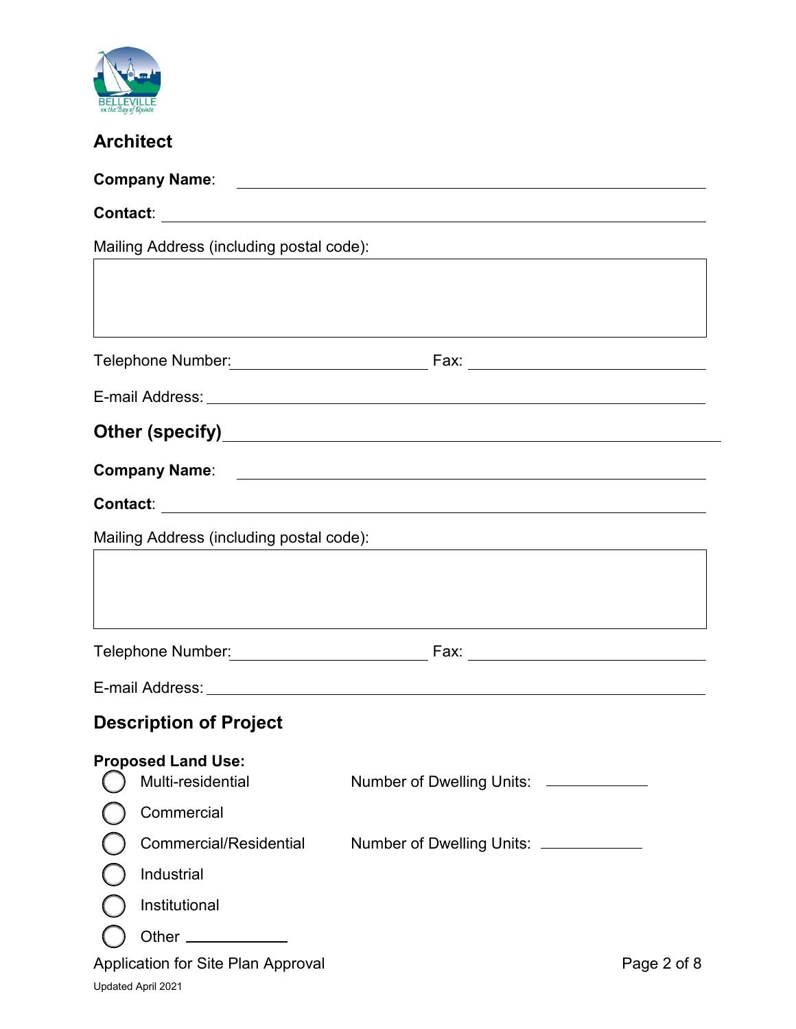## Architect

**Company Name**: ______________________________

**Contact**: ______________________________

Mailing Address (including postal code):

Telephone Number: ______________ Fax: ______________

E-mail Address: ______________________________

## Other (specify) ______________________________

**Company Name**: ______________________________

**Contact**: ______________________________

Mailing Address (including postal code):

Telephone Number: ______________ Fax: ______________

E-mail Address: ______________________________

## Description of Project

**Proposed Land Use:**

- ◯ Multi-residential — Number of Dwelling Units: __________
- ◯ Commercial
- ◯ Commercial/Residential — Number of Dwelling Units: __________
- ◯ Industrial
- ◯ Institutional
- ◯ Other __________

Updated April 2021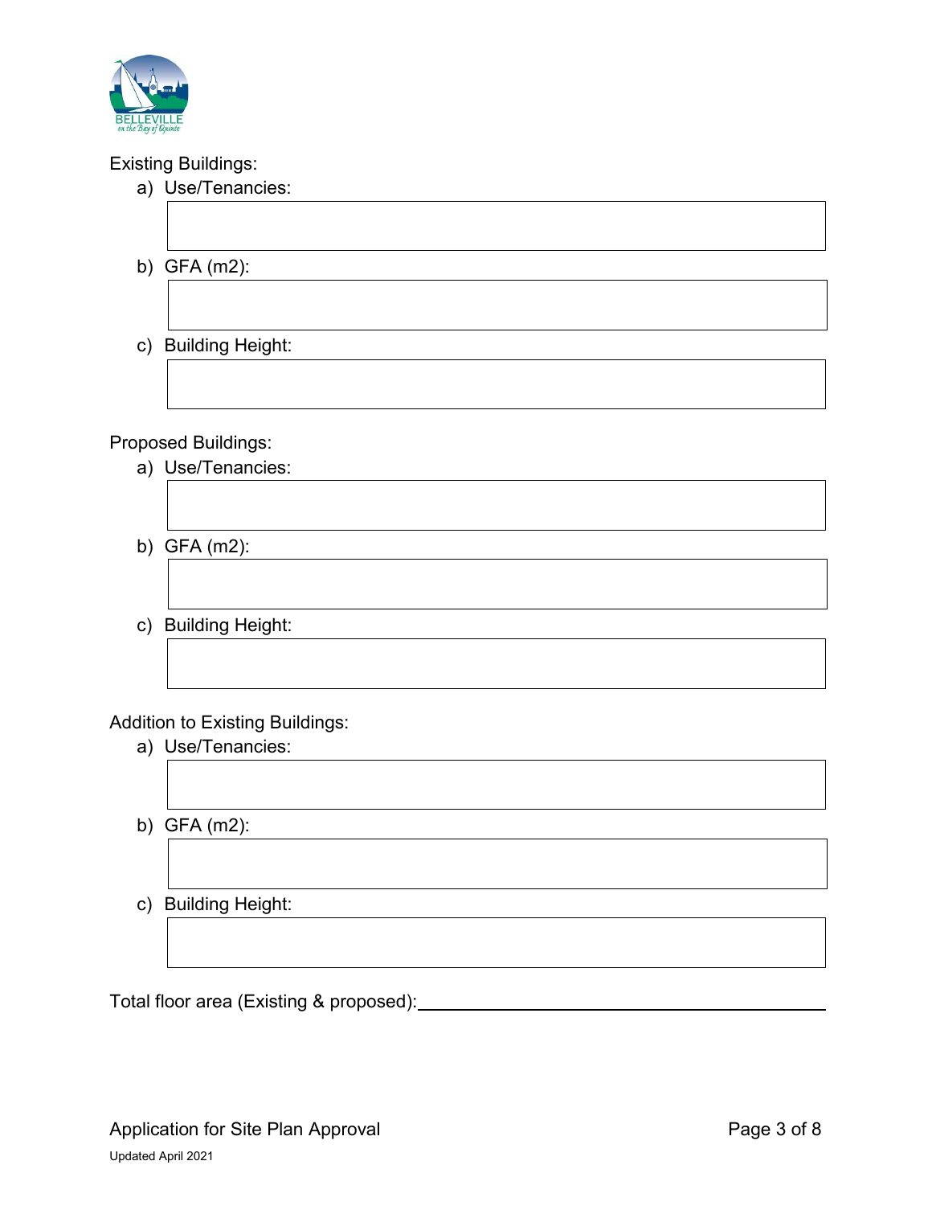Existing Buildings:

a) Use/Tenancies:

b) GFA (m2):

c) Building Height:

Proposed Buildings:

a) Use/Tenancies:

b) GFA (m2):

c) Building Height:

Addition to Existing Buildings:

a) Use/Tenancies:

b) GFA (m2):

c) Building Height:

Total floor area (Existing & proposed): ______________________________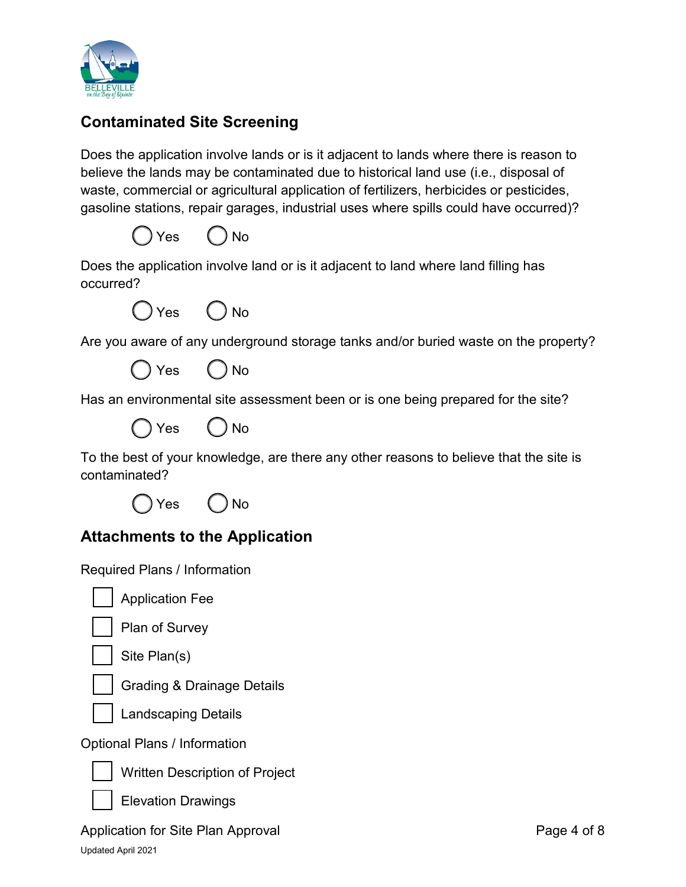## Contaminated Site Screening

Does the application involve lands or is it adjacent to lands where there is reason to believe the lands may be contaminated due to historical land use (i.e., disposal of waste, commercial or agricultural application of fertilizers, herbicides or pesticides, gasoline stations, repair garages, industrial uses where spills could have occurred)?

- ○ Yes ○ No

Does the application involve land or is it adjacent to land where land filling has occurred?

- ○ Yes ○ No

Are you aware of any underground storage tanks and/or buried waste on the property?

- ○ Yes ○ No

Has an environmental site assessment been or is one being prepared for the site?

- ○ Yes ○ No

To the best of your knowledge, are there any other reasons to believe that the site is contaminated?

- ○ Yes ○ No

## Attachments to the Application

Required Plans / Information

- [ ] Application Fee
- [ ] Plan of Survey
- [ ] Site Plan(s)
- [ ] Grading & Drainage Details
- [ ] Landscaping Details

Optional Plans / Information

- [ ] Written Description of Project
- [ ] Elevation Drawings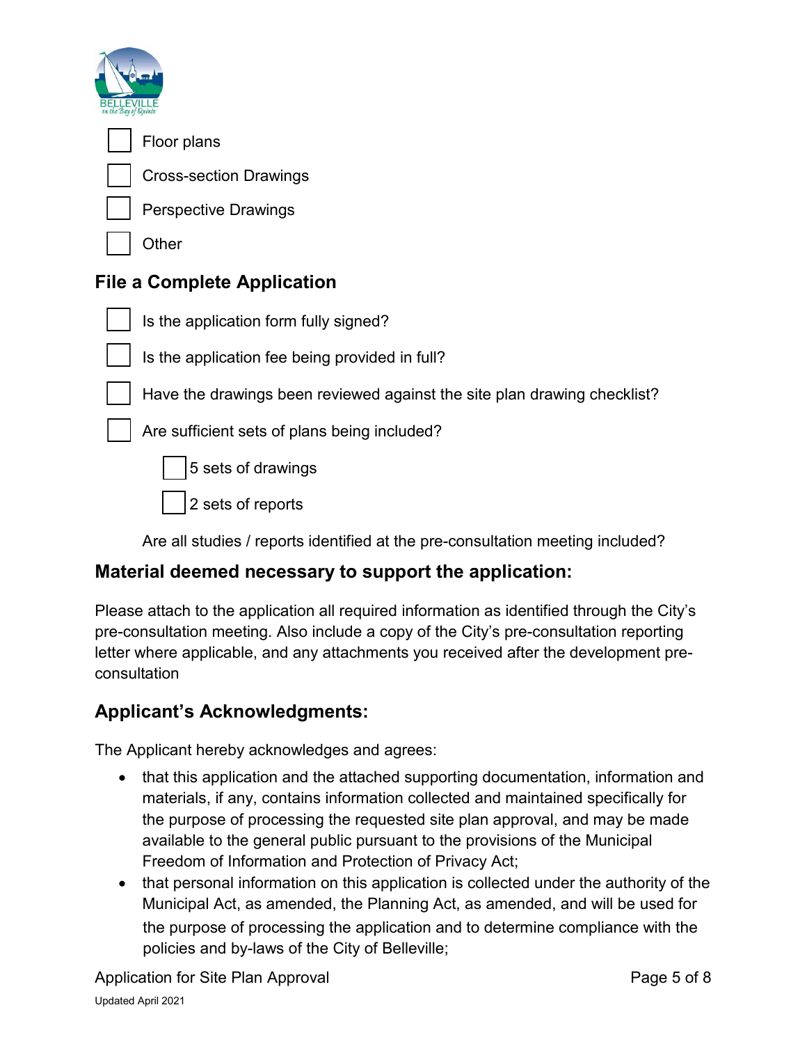- [ ] Floor plans
- [ ] Cross-section Drawings
- [ ] Perspective Drawings
- [ ] Other

## File a Complete Application

- [ ] Is the application form fully signed?
- [ ] Is the application fee being provided in full?
- [ ] Have the drawings been reviewed against the site plan drawing checklist?
- [ ] Are sufficient sets of plans being included?
    - [ ] 5 sets of drawings
    - [ ] 2 sets of reports

Are all studies / reports identified at the pre-consultation meeting included?

## Material deemed necessary to support the application:

Please attach to the application all required information as identified through the City's pre-consultation meeting. Also include a copy of the City's pre-consultation reporting letter where applicable, and any attachments you received after the development pre-consultation

## Applicant's Acknowledgments:

The Applicant hereby acknowledges and agrees:

- that this application and the attached supporting documentation, information and materials, if any, contains information collected and maintained specifically for the purpose of processing the requested site plan approval, and may be made available to the general public pursuant to the provisions of the Municipal Freedom of Information and Protection of Privacy Act;
- that personal information on this application is collected under the authority of the Municipal Act, as amended, the Planning Act, as amended, and will be used for the purpose of processing the application and to determine compliance with the policies and by-laws of the City of Belleville;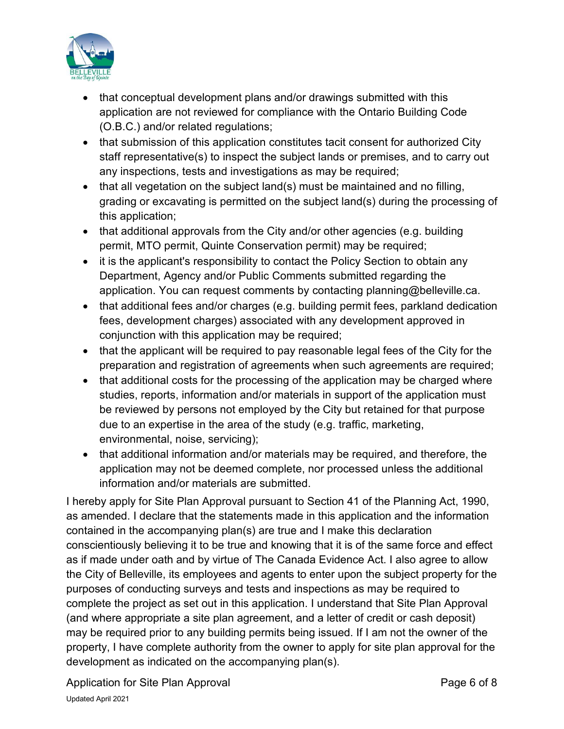- that conceptual development plans and/or drawings submitted with this application are not reviewed for compliance with the Ontario Building Code (O.B.C.) and/or related regulations;
- that submission of this application constitutes tacit consent for authorized City staff representative(s) to inspect the subject lands or premises, and to carry out any inspections, tests and investigations as may be required;
- that all vegetation on the subject land(s) must be maintained and no filling, grading or excavating is permitted on the subject land(s) during the processing of this application;
- that additional approvals from the City and/or other agencies (e.g. building permit, MTO permit, Quinte Conservation permit) may be required;
- it is the applicant's responsibility to contact the Policy Section to obtain any Department, Agency and/or Public Comments submitted regarding the application. You can request comments by contacting planning@belleville.ca.
- that additional fees and/or charges (e.g. building permit fees, parkland dedication fees, development charges) associated with any development approved in conjunction with this application may be required;
- that the applicant will be required to pay reasonable legal fees of the City for the preparation and registration of agreements when such agreements are required;
- that additional costs for the processing of the application may be charged where studies, reports, information and/or materials in support of the application must be reviewed by persons not employed by the City but retained for that purpose due to an expertise in the area of the study (e.g. traffic, marketing, environmental, noise, servicing);
- that additional information and/or materials may be required, and therefore, the application may not be deemed complete, nor processed unless the additional information and/or materials are submitted.

I hereby apply for Site Plan Approval pursuant to Section 41 of the Planning Act, 1990, as amended. I declare that the statements made in this application and the information contained in the accompanying plan(s) are true and I make this declaration conscientiously believing it to be true and knowing that it is of the same force and effect as if made under oath and by virtue of The Canada Evidence Act. I also agree to allow the City of Belleville, its employees and agents to enter upon the subject property for the purposes of conducting surveys and tests and inspections as may be required to complete the project as set out in this application. I understand that Site Plan Approval (and where appropriate a site plan agreement, and a letter of credit or cash deposit) may be required prior to any building permits being issued. If I am not the owner of the property, I have complete authority from the owner to apply for site plan approval for the development as indicated on the accompanying plan(s).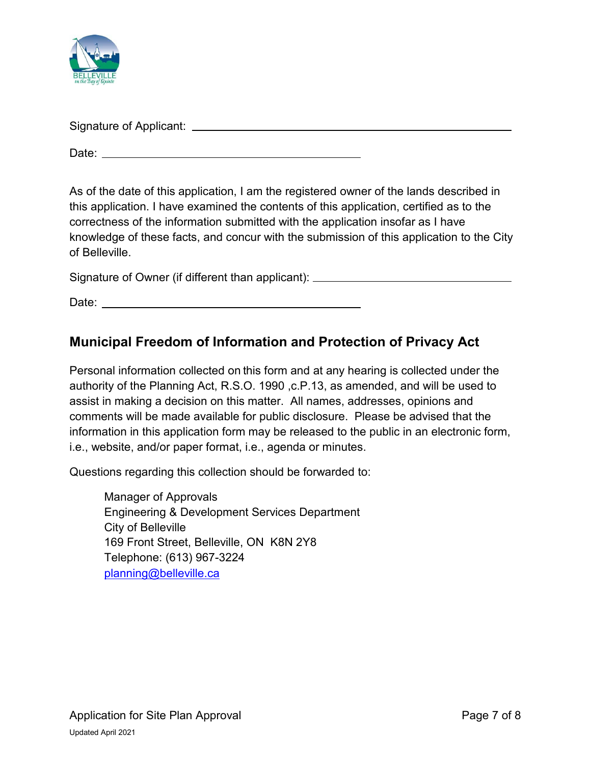Signature of Applicant: ______________________________

Date: ______________________________

As of the date of this application, I am the registered owner of the lands described in this application. I have examined the contents of this application, certified as to the correctness of the information submitted with the application insofar as I have knowledge of these facts, and concur with the submission of this application to the City of Belleville.

Signature of Owner (if different than applicant): ______________________________

Date: ______________________________

## Municipal Freedom of Information and Protection of Privacy Act

Personal information collected on this form and at any hearing is collected under the authority of the Planning Act, R.S.O. 1990 ,c.P.13, as amended, and will be used to assist in making a decision on this matter. All names, addresses, opinions and comments will be made available for public disclosure. Please be advised that the information in this application form may be released to the public in an electronic form, i.e., website, and/or paper format, i.e., agenda or minutes.

Questions regarding this collection should be forwarded to:

Manager of Approvals
Engineering & Development Services Department
City of Belleville
169 Front Street, Belleville, ON K8N 2Y8
Telephone: (613) 967-3224
planning@belleville.ca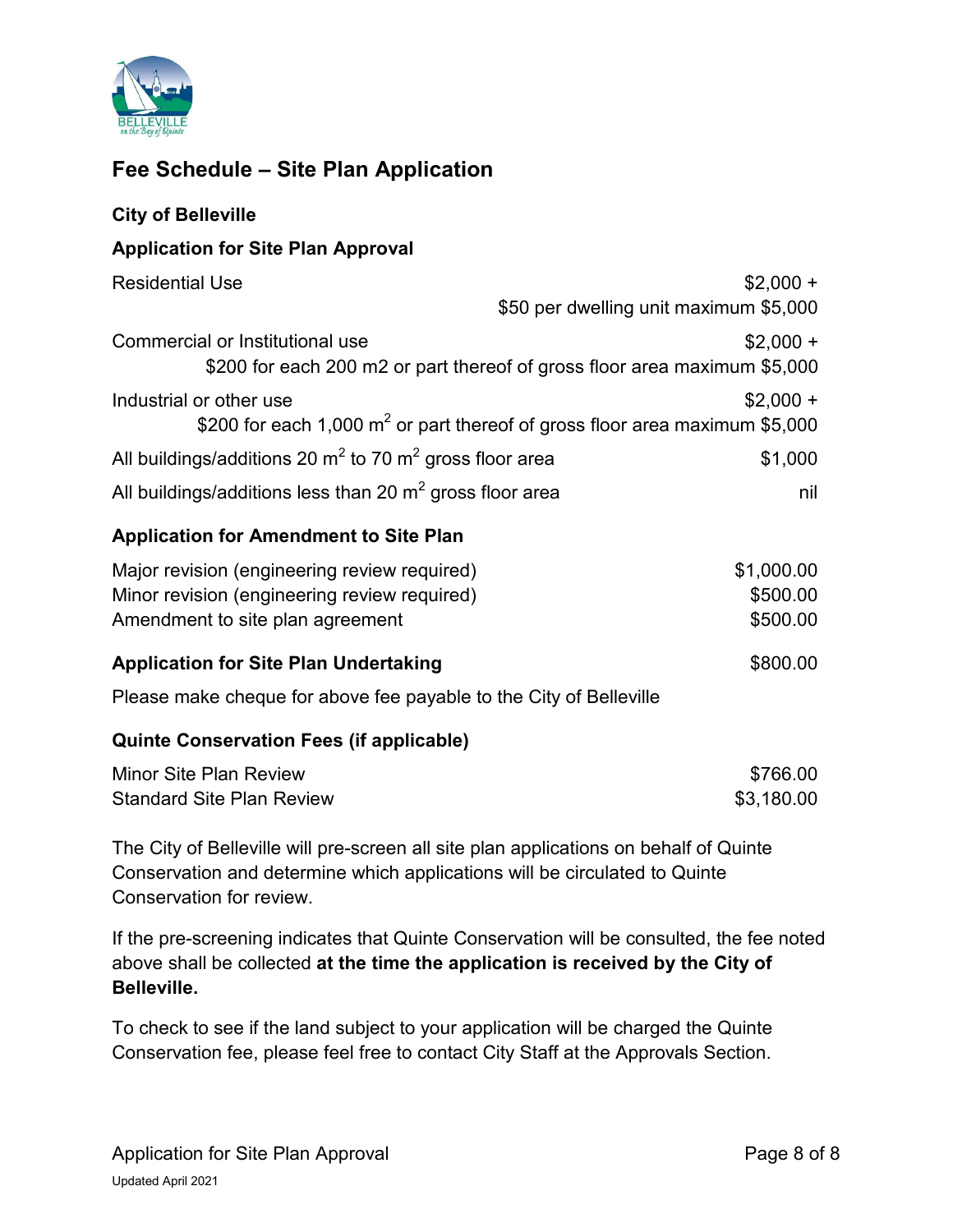## Fee Schedule – Site Plan Application

### City of Belleville

### Application for Site Plan Approval

| | |
|---|---|
| Residential Use | \$2,000 + \$50 per dwelling unit maximum \$5,000 |
| Commercial or Institutional use | \$2,000 + \$200 for each 200 m2 or part thereof of gross floor area maximum \$5,000 |
| Industrial or other use | \$2,000 + \$200 for each 1,000 $m^2$ or part thereof of gross floor area maximum \$5,000 |
| All buildings/additions 20 $m^2$ to 70 $m^2$ gross floor area | \$1,000 |
| All buildings/additions less than 20 $m^2$ gross floor area | nil |

### Application for Amendment to Site Plan

| | |
|---|---|
| Major revision (engineering review required) | \$1,000.00 |
| Minor revision (engineering review required) | \$500.00 |
| Amendment to site plan agreement | \$500.00 |

### Application for Site Plan Undertaking — \$800.00

Please make cheque for above fee payable to the City of Belleville

### Quinte Conservation Fees (if applicable)

| | |
|---|---|
| Minor Site Plan Review | \$766.00 |
| Standard Site Plan Review | \$3,180.00 |

The City of Belleville will pre-screen all site plan applications on behalf of Quinte Conservation and determine which applications will be circulated to Quinte Conservation for review.

If the pre-screening indicates that Quinte Conservation will be consulted, the fee noted above shall be collected **at the time the application is received by the City of Belleville.**

To check to see if the land subject to your application will be charged the Quinte Conservation fee, please feel free to contact City Staff at the Approvals Section.